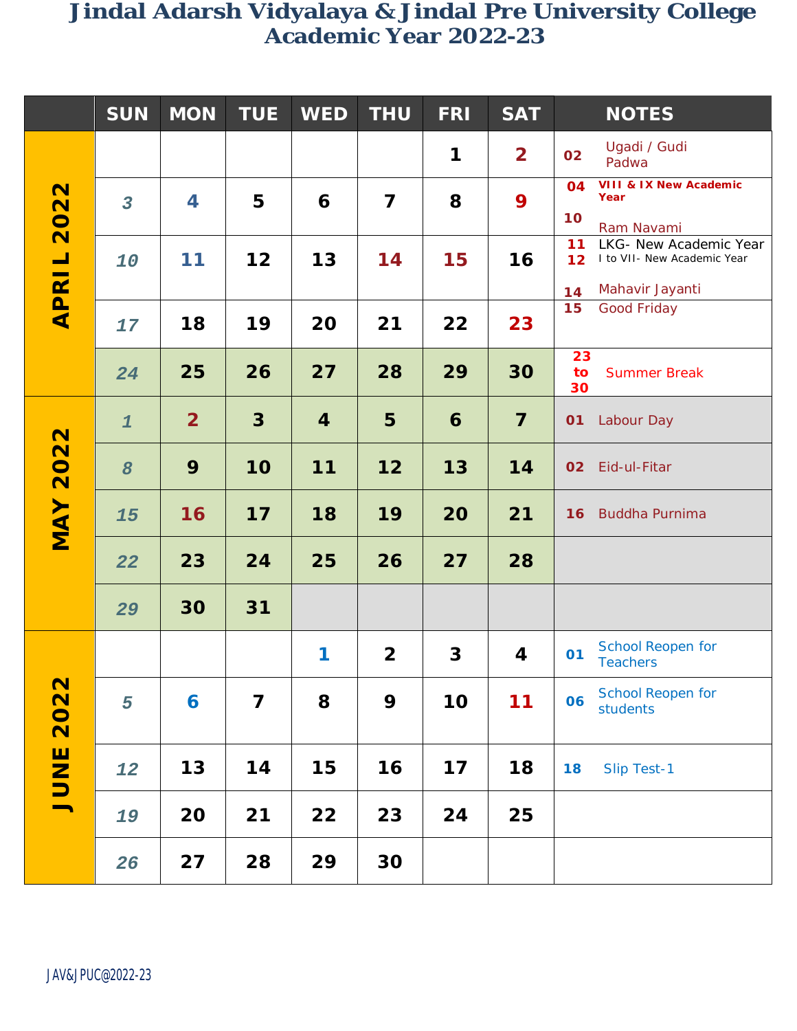# Jindal Adarsh Vidyalaya & Jindal Pre University College
## Academic Year 2022-23

| | SUN | MON | TUE | WED | THU | FRI | SAT | NOTES |
|---|---|---|---|---|---|---|---|---|
| APRIL 2022 | | | | | | 1 | 2 | 02 Ugadi / Gudi Padwa |
| | 3 | 4 | 5 | 6 | 7 | 8 | 9 | 04 VIII & IX New Academic Year<br>10 Ram Navami |
| | 10 | 11 | 12 | 13 | 14 | 15 | 16 | 11 LKG- New Academic Year<br>12 I to VII- New Academic Year<br>14 Mahavir Jayanti |
| | 17 | 18 | 19 | 20 | 21 | 22 | 23 | 15 Good Friday |
| | 24 | 25 | 26 | 27 | 28 | 29 | 30 | 23 to 30 Summer Break |
| MAY 2022 | 1 | 2 | 3 | 4 | 5 | 6 | 7 | 01 Labour Day |
| | 8 | 9 | 10 | 11 | 12 | 13 | 14 | 02 Eid-ul-Fitar |
| | 15 | 16 | 17 | 18 | 19 | 20 | 21 | 16 Buddha Purnima |
| | 22 | 23 | 24 | 25 | 26 | 27 | 28 | |
| | 29 | 30 | 31 | | | | | |
| JUNE 2022 | | | | 1 | 2 | 3 | 4 | 01 School Reopen for Teachers |
| | 5 | 6 | 7 | 8 | 9 | 10 | 11 | 06 School Reopen for students |
| | 12 | 13 | 14 | 15 | 16 | 17 | 18 | 18 Slip Test-1 |
| | 19 | 20 | 21 | 22 | 23 | 24 | 25 | |
| | 26 | 27 | 28 | 29 | 30 | | | |

JAV&JPUC@2022-23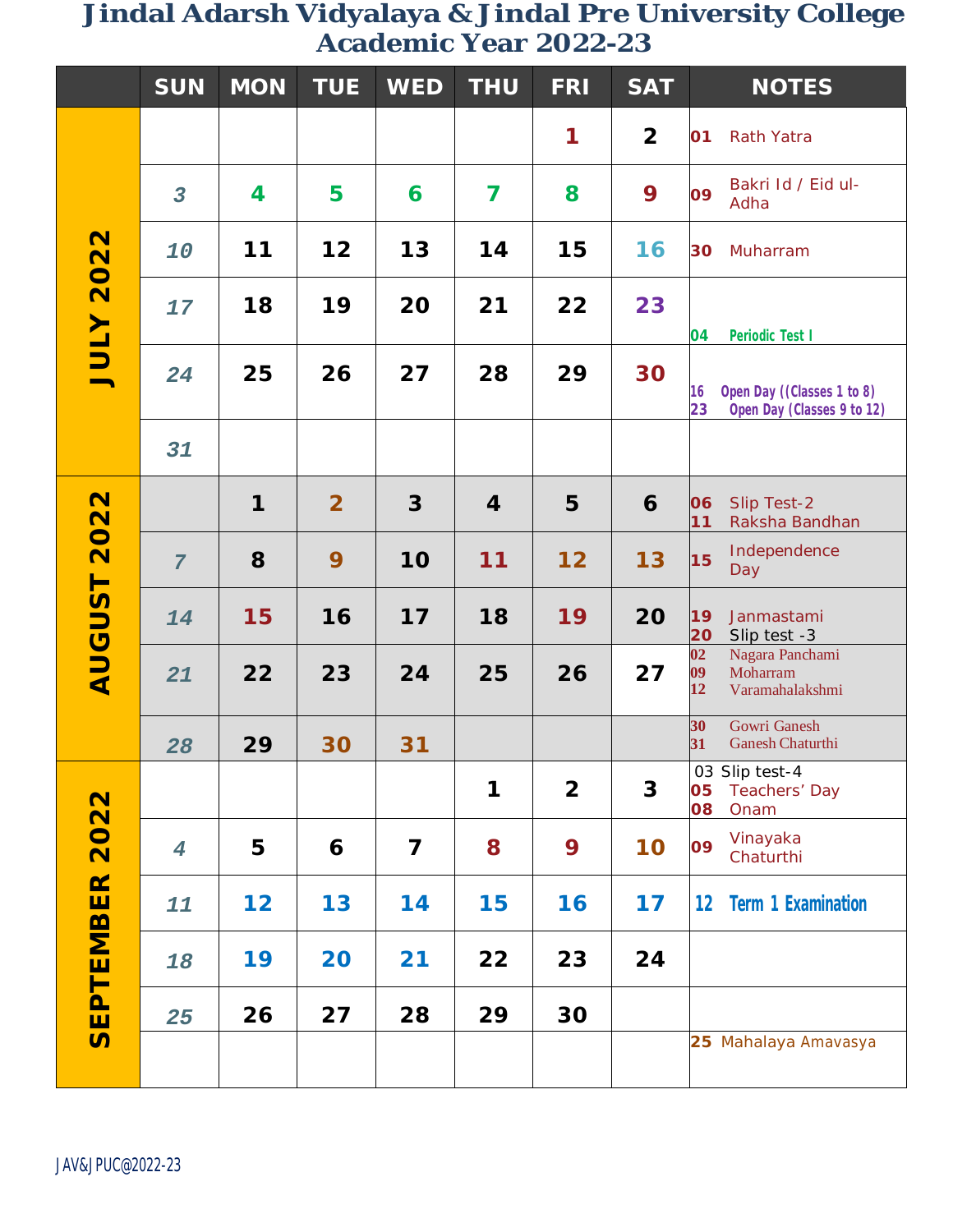# Jindal Adarsh Vidyalaya & Jindal Pre University College
## Academic Year 2022-23

| | SUN | MON | TUE | WED | THU | FRI | SAT | NOTES |
|---|---|---|---|---|---|---|---|---|
| JULY 2022 | | | | | | 1 | 2 | 01 Rath Yatra |
| | 3 | 4 | 5 | 6 | 7 | 8 | 9 | 09 Bakri Id / Eid ul-Adha |
| | 10 | 11 | 12 | 13 | 14 | 15 | 16 | 30 Muharram |
| | 17 | 18 | 19 | 20 | 21 | 22 | 23 | 04 Periodic Test I |
| | 24 | 25 | 26 | 27 | 28 | 29 | 30 | 16 Open Day ((Classes 1 to 8)<br>23 Open Day (Classes 9 to 12) |
| | 31 | | | | | | | |
| AUGUST 2022 | | 1 | 2 | 3 | 4 | 5 | 6 | 06 Slip Test-2<br>11 Raksha Bandhan |
| | 7 | 8 | 9 | 10 | 11 | 12 | 13 | 15 Independence Day |
| | 14 | 15 | 16 | 17 | 18 | 19 | 20 | 19 Janmastami<br>20 Slip test -3 |
| | 21 | 22 | 23 | 24 | 25 | 26 | 27 | 02 Nagara Panchami<br>09 Moharram<br>12 Varamahalakshmi |
| | 28 | 29 | 30 | 31 | | | | 30 Gowri Ganesh<br>31 Ganesh Chaturthi |
| SEPTEMBER 2022 | | | | | 1 | 2 | 3 | 03 Slip test-4<br>05 Teachers' Day<br>08 Onam |
| | 4 | 5 | 6 | 7 | 8 | 9 | 10 | 09 Vinayaka Chaturthi |
| | 11 | 12 | 13 | 14 | 15 | 16 | 17 | 12 Term 1 Examination |
| | 18 | 19 | 20 | 21 | 22 | 23 | 24 | |
| | 25 | 26 | 27 | 28 | 29 | 30 | | |
| | | | | | | | | 25 Mahalaya Amavasya |

JAV&JPUC@2022-23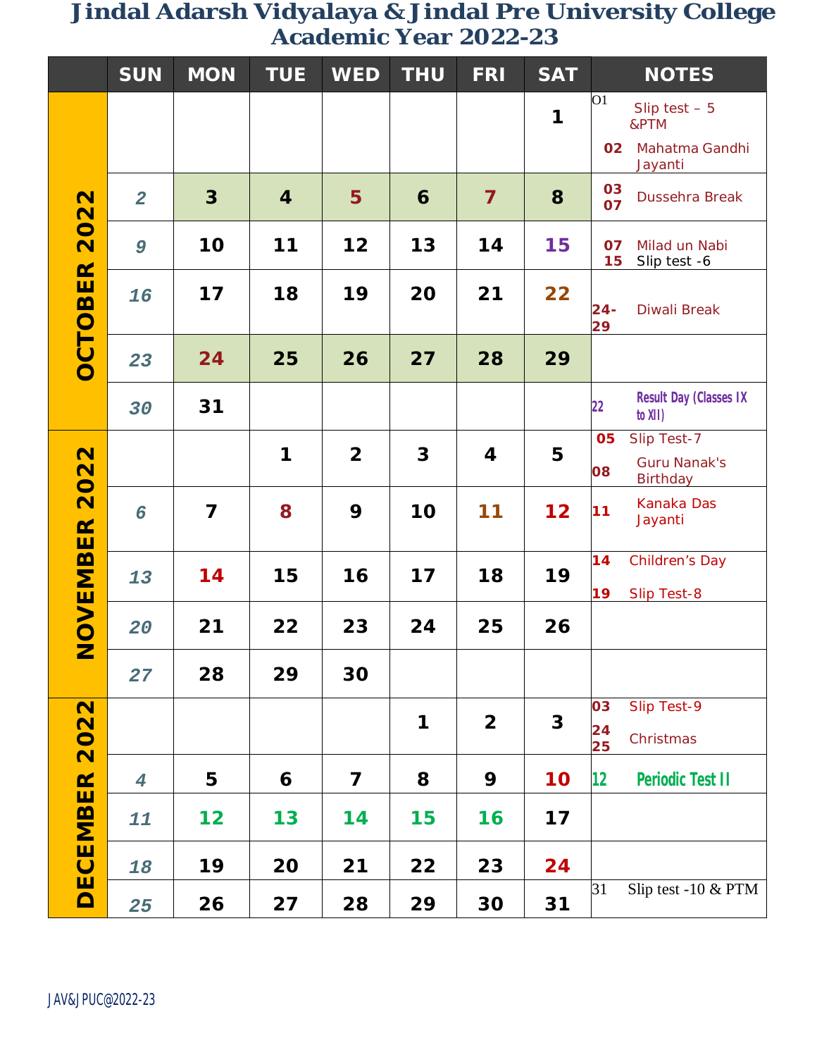# Jindal Adarsh Vidyalaya & Jindal Pre University College
## Academic Year 2022-23

| | SUN | MON | TUE | WED | THU | FRI | SAT | NOTES |
|---|---|---|---|---|---|---|---|---|
| OCTOBER 2022 | | | | | | | 1 | O1 Slip test – 5 &PTM<br>02 Mahatma Gandhi Jayanti |
| | 2 | 3 | 4 | 5 | 6 | 7 | 8 | 03 07 Dussehra Break |
| | 9 | 10 | 11 | 12 | 13 | 14 | 15 | 07 Milad un Nabi<br>15 Slip test -6 |
| | 16 | 17 | 18 | 19 | 20 | 21 | 22 | 24-29 Diwali Break |
| | 23 | 24 | 25 | 26 | 27 | 28 | 29 | |
| | 30 | 31 | | | | | | 22 Result Day (Classes IX to XII) |
| NOVEMBER 2022 | | | 1 | 2 | 3 | 4 | 5 | 05 Slip Test-7<br>08 Guru Nanak's Birthday |
| | 6 | 7 | 8 | 9 | 10 | 11 | 12 | 11 Kanaka Das Jayanti |
| | 13 | 14 | 15 | 16 | 17 | 18 | 19 | 14 Children's Day<br>19 Slip Test-8 |
| | 20 | 21 | 22 | 23 | 24 | 25 | 26 | |
| | 27 | 28 | 29 | 30 | | | | |
| DECEMBER 2022 | | | | | 1 | 2 | 3 | 03 Slip Test-9<br>24 25 Christmas |
| | 4 | 5 | 6 | 7 | 8 | 9 | 10 | 12 Periodic Test II |
| | 11 | 12 | 13 | 14 | 15 | 16 | 17 | |
| | 18 | 19 | 20 | 21 | 22 | 23 | 24 | |
| | 25 | 26 | 27 | 28 | 29 | 30 | 31 | 31 Slip test -10 & PTM |

JAV&JPUC@2022-23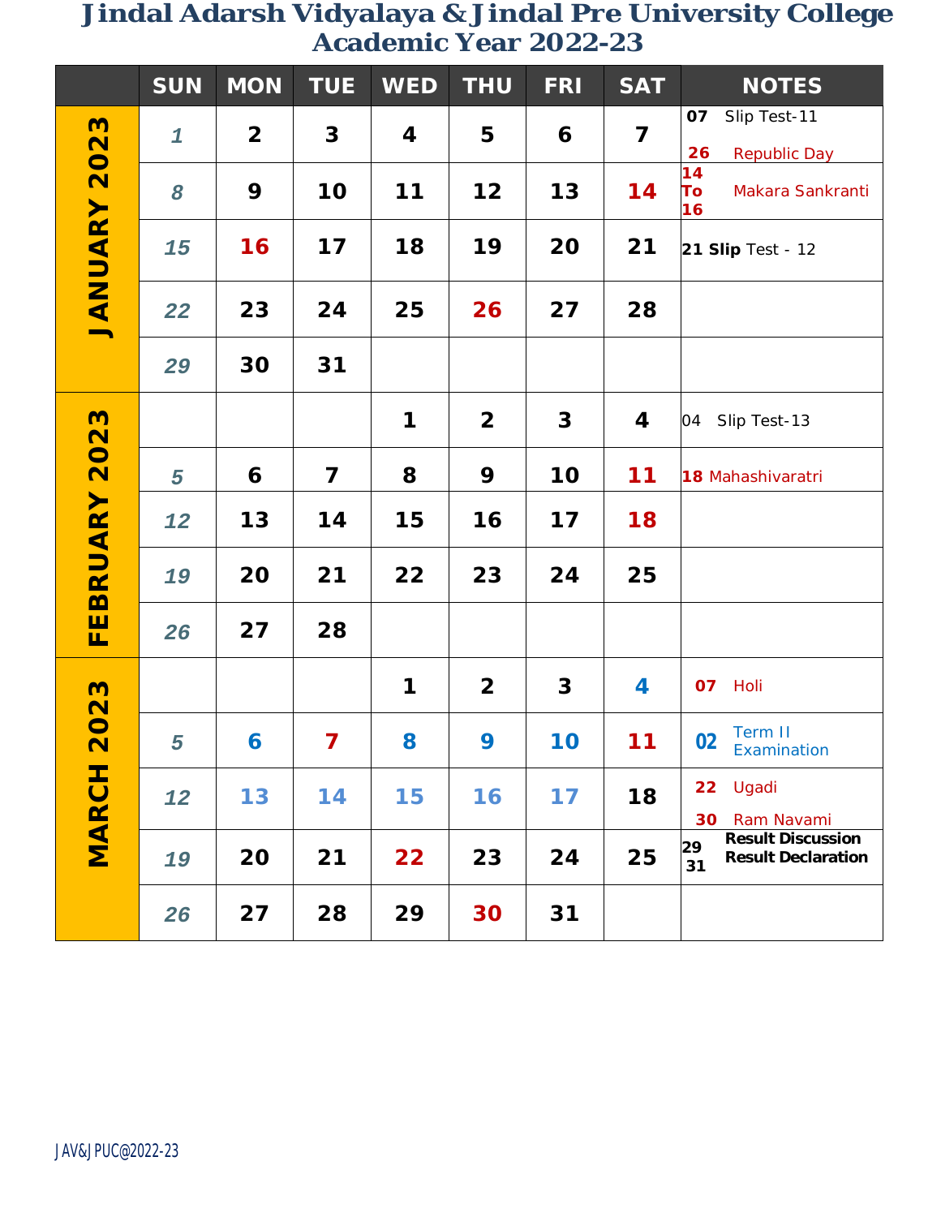# Jindal Adarsh Vidyalaya & Jindal Pre University College
## Academic Year 2022-23

| | SUN | MON | TUE | WED | THU | FRI | SAT | NOTES |
|---|---|---|---|---|---|---|---|---|
| JANUARY 2023 | 1 | 2 | 3 | 4 | 5 | 6 | 7 | 07 Slip Test-11<br>26 Republic Day |
| | 8 | 9 | 10 | 11 | 12 | 13 | 14 | 14 To 16 Makara Sankranti |
| | 15 | 16 | 17 | 18 | 19 | 20 | 21 | 21 Slip Test - 12 |
| | 22 | 23 | 24 | 25 | 26 | 27 | 28 | |
| | 29 | 30 | 31 | | | | | |
| FEBRUARY 2023 | | | | 1 | 2 | 3 | 4 | 04 Slip Test-13 |
| | 5 | 6 | 7 | 8 | 9 | 10 | 11 | 18 Mahashivaratri |
| | 12 | 13 | 14 | 15 | 16 | 17 | 18 | |
| | 19 | 20 | 21 | 22 | 23 | 24 | 25 | |
| | 26 | 27 | 28 | | | | | |
| MARCH 2023 | | | | 1 | 2 | 3 | 4 | 07 Holi |
| | 5 | 6 | 7 | 8 | 9 | 10 | 11 | 02 Term II Examination |
| | 12 | 13 | 14 | 15 | 16 | 17 | 18 | 22 Ugadi<br>30 Ram Navami |
| | 19 | 20 | 21 | 22 | 23 | 24 | 25 | 29 Result Discussion<br>31 Result Declaration |
| | 26 | 27 | 28 | 29 | 30 | 31 | | |

JAV&JPUC@2022-23